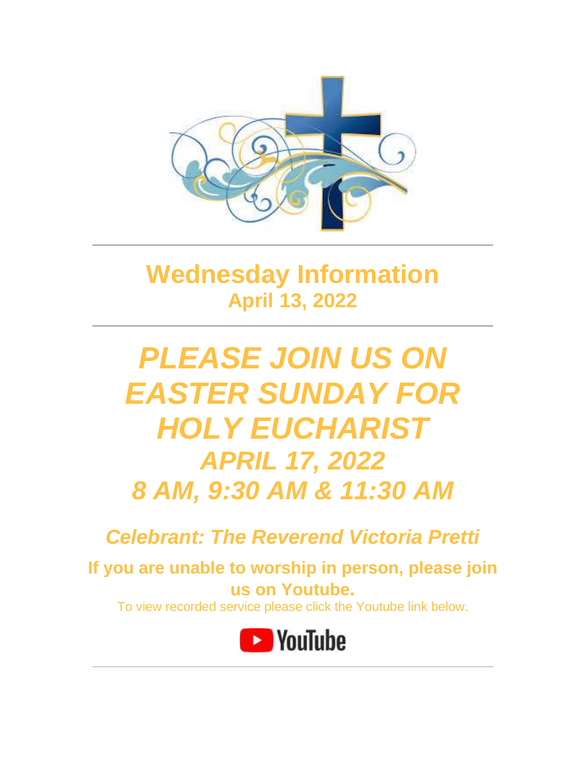# Wednesday Information

## April 13, 2022

---

# *PLEASE JOIN US ON EASTER SUNDAY FOR HOLY EUCHARIST*

## *APRIL 17, 2022*

## *8 AM, 9:30 AM & 11:30 AM*

***Celebrant: The Reverend Victoria Pretti***

**If you are unable to worship in person, please join us on Youtube.**

To view recorded service please click the Youtube link below.

YouTube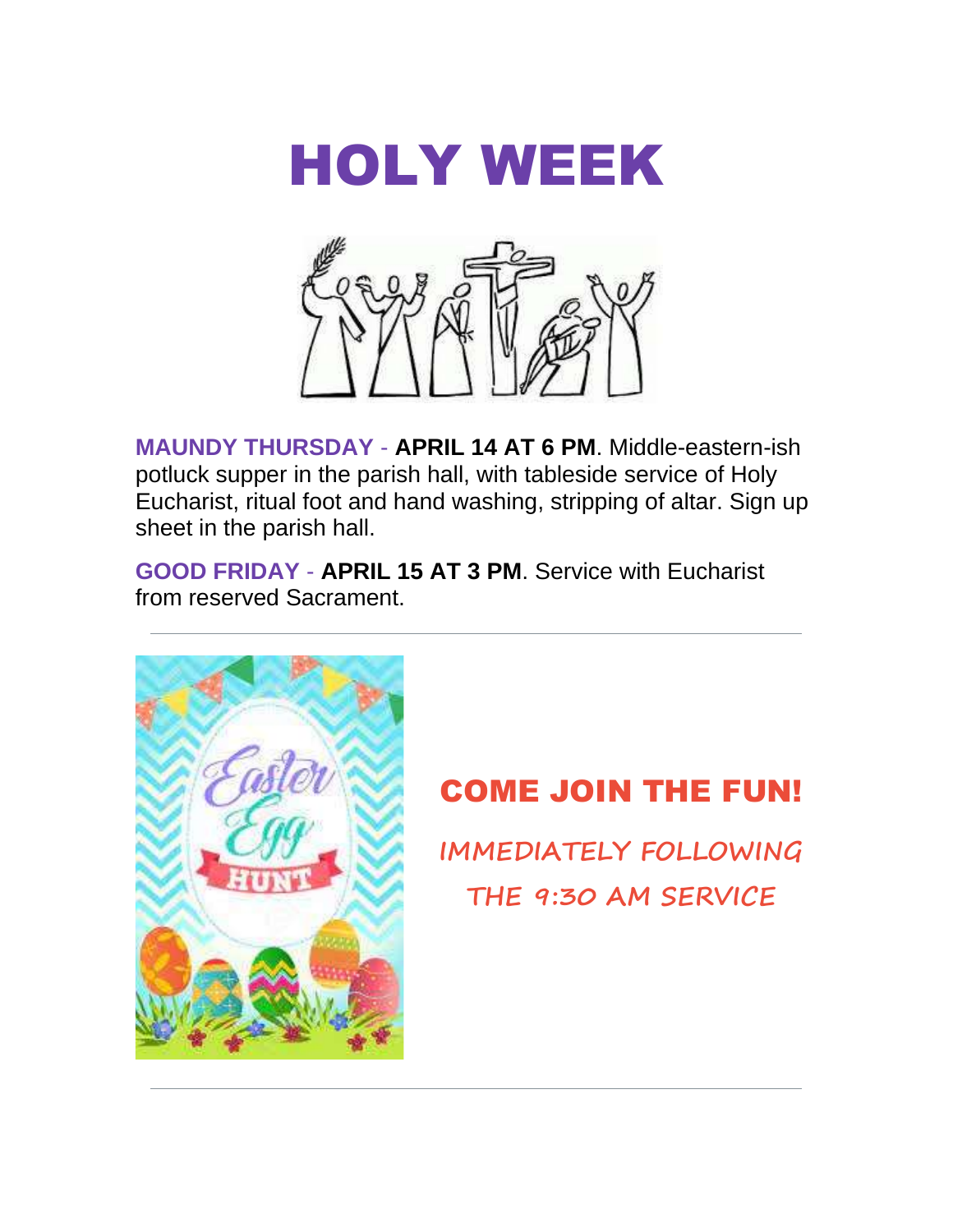# HOLY WEEK

**MAUNDY THURSDAY** - **APRIL 14 AT 6 PM**. Middle-eastern-ish potluck supper in the parish hall, with tableside service of Holy Eucharist, ritual foot and hand washing, stripping of altar. Sign up sheet in the parish hall.

**GOOD FRIDAY** - **APRIL 15 AT 3 PM**. Service with Eucharist from reserved Sacrament.

---

## COME JOIN THE FUN!

IMMEDIATELY FOLLOWING THE 9:30 AM SERVICE

---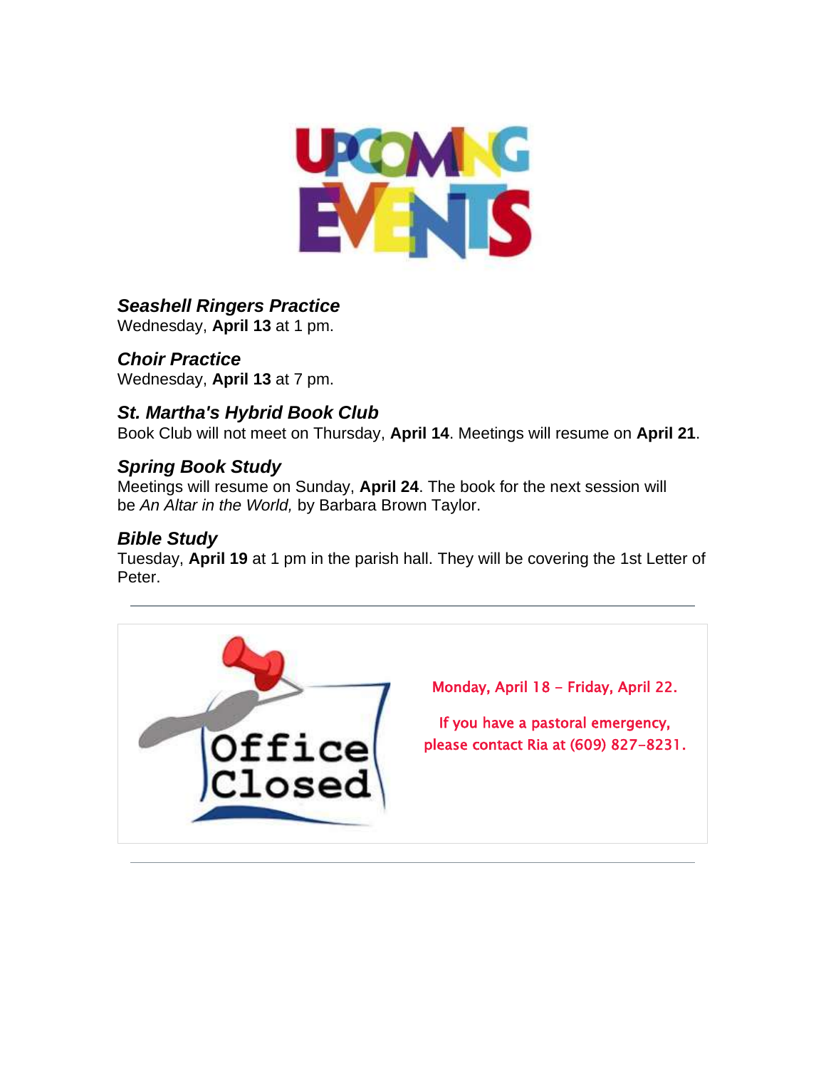# UPCOMING EVENTS

***Seashell Ringers Practice***
Wednesday, **April 13** at 1 pm.

***Choir Practice***
Wednesday, **April 13** at 7 pm.

***St. Martha's Hybrid Book Club***
Book Club will not meet on Thursday, **April 14**. Meetings will resume on **April 21**.

***Spring Book Study***
Meetings will resume on Sunday, **April 24**. The book for the next session will be *An Altar in the World,* by Barbara Brown Taylor.

***Bible Study***
Tuesday, **April 19** at 1 pm in the parish hall. They will be covering the 1st Letter of Peter.

---

**Office Closed**

Monday, April 18 - Friday, April 22.

If you have a pastoral emergency, please contact Ria at (609) 827-8231.

---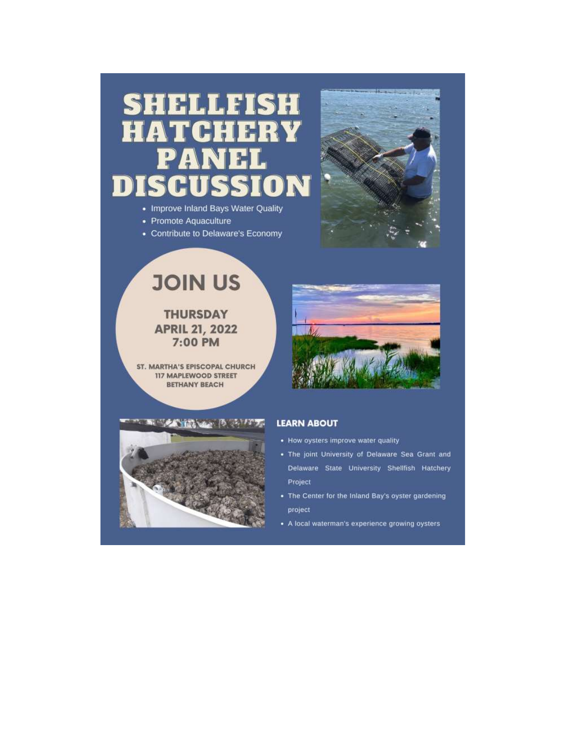# SHELLFISH HATCHERY PANEL DISCUSSION

- Improve Inland Bays Water Quality
- Promote Aquaculture
- Contribute to Delaware's Economy

## JOIN US

**THURSDAY**
**APRIL 21, 2022**
**7:00 PM**

**ST. MARTHA'S EPISCOPAL CHURCH**
**117 MAPLEWOOD STREET**
**BETHANY BEACH**

### LEARN ABOUT

- How oysters improve water quality
- The joint University of Delaware Sea Grant and Delaware State University Shellfish Hatchery Project
- The Center for the Inland Bay's oyster gardening project
- A local waterman's experience growing oysters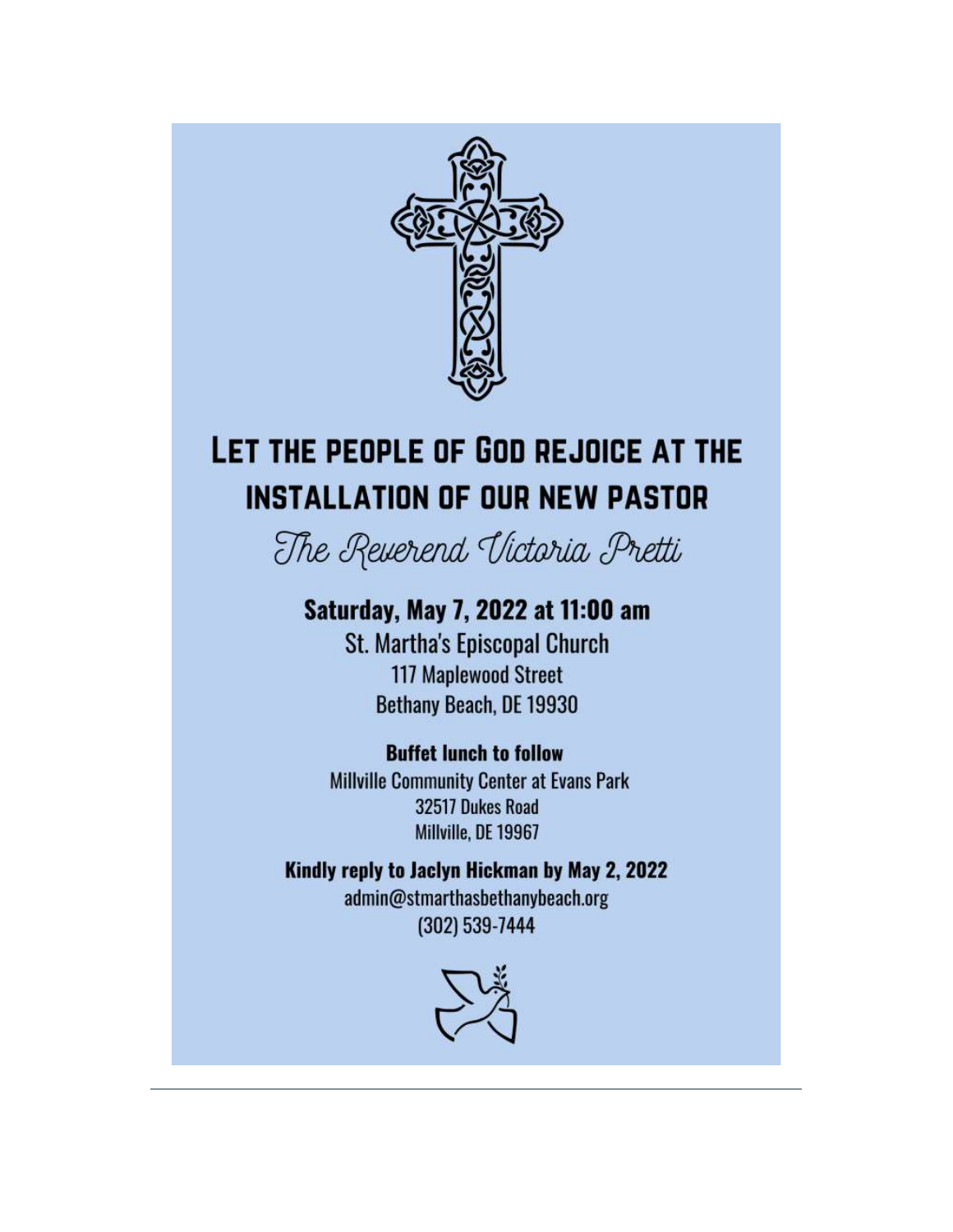# Let the people of God rejoice at the installation of our new pastor

*The Reverend Victoria Pretti*

**Saturday, May 7, 2022 at 11:00 am**

St. Martha's Episcopal Church
117 Maplewood Street
Bethany Beach, DE 19930

**Buffet lunch to follow**

Millville Community Center at Evans Park
32517 Dukes Road
Millville, DE 19967

**Kindly reply to Jaclyn Hickman by May 2, 2022**

admin@stmarthasbethanybeach.org
(302) 539-7444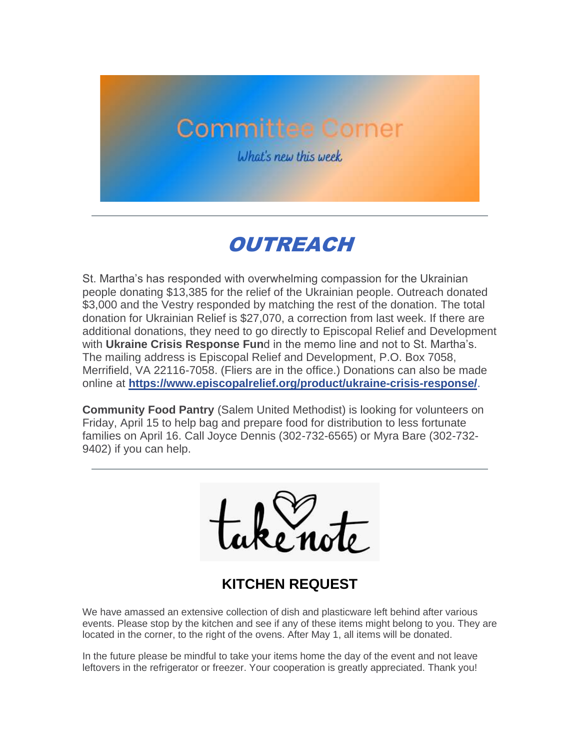# Committee Corner

*What's new this week*

---

## *OUTREACH*

St. Martha's has responded with overwhelming compassion for the Ukrainian people donating $13,385 for the relief of the Ukrainian people. Outreach donated $3,000 and the Vestry responded by matching the rest of the donation. The total donation for Ukrainian Relief is $27,070, a correction from last week. If there are additional donations, they need to go directly to Episcopal Relief and Development with **Ukraine Crisis Response Fun**d in the memo line and not to St. Martha's. The mailing address is Episcopal Relief and Development, P.O. Box 7058, Merrifield, VA 22116-7058. (Fliers are in the office.) Donations can also be made online at **https://www.episcopalrelief.org/product/ukraine-crisis-response/**.

**Community Food Pantry** (Salem United Methodist) is looking for volunteers on Friday, April 15 to help bag and prepare food for distribution to less fortunate families on April 16. Call Joyce Dennis (302-732-6565) or Myra Bare (302-732-9402) if you can help.

---

take note

### KITCHEN REQUEST

We have amassed an extensive collection of dish and plasticware left behind after various events. Please stop by the kitchen and see if any of these items might belong to you. They are located in the corner, to the right of the ovens. After May 1, all items will be donated.

In the future please be mindful to take your items home the day of the event and not leave leftovers in the refrigerator or freezer. Your cooperation is greatly appreciated. Thank you!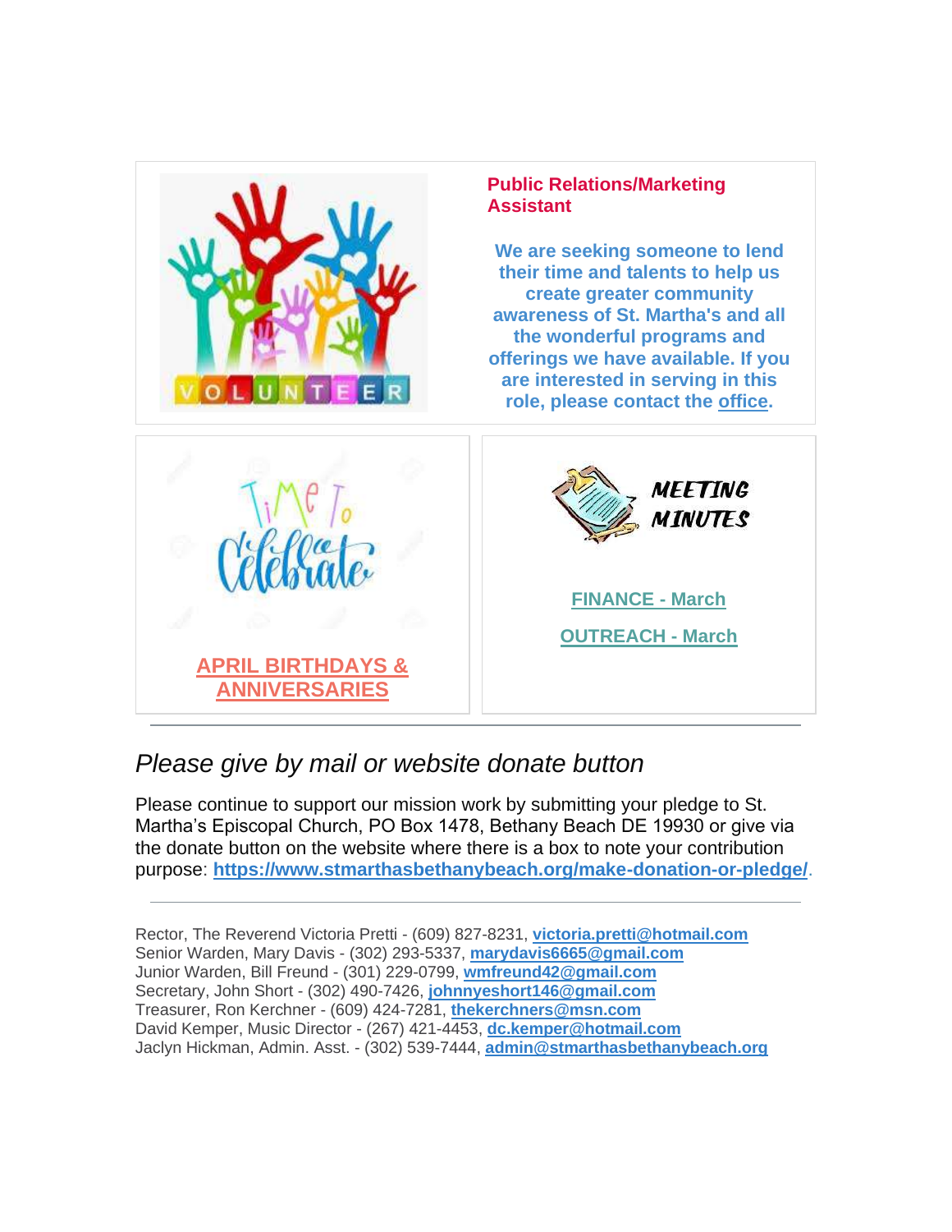**Public Relations/Marketing Assistant**

**We are seeking someone to lend their time and talents to help us create greater community awareness of St. Martha's and all the wonderful programs and offerings we have available. If you are interested in serving in this role, please contact the office.**

**APRIL BIRTHDAYS & ANNIVERSARIES**

**FINANCE - March**

**OUTREACH - March**

---

## *Please give by mail or website donate button*

Please continue to support our mission work by submitting your pledge to St. Martha's Episcopal Church, PO Box 1478, Bethany Beach DE 19930 or give via the donate button on the website where there is a box to note your contribution purpose: **https://www.stmarthasbethanybeach.org/make-donation-or-pledge/**.

---

Rector, The Reverend Victoria Pretti - (609) 827-8231, **victoria.pretti@hotmail.com**
Senior Warden, Mary Davis - (302) 293-5337, **marydavis6665@gmail.com**
Junior Warden, Bill Freund - (301) 229-0799, **wmfreund42@gmail.com**
Secretary, John Short - (302) 490-7426, **johnnyeshort146@gmail.com**
Treasurer, Ron Kerchner - (609) 424-7281, **thekerchners@msn.com**
David Kemper, Music Director - (267) 421-4453, **dc.kemper@hotmail.com**
Jaclyn Hickman, Admin. Asst. - (302) 539-7444, **admin@stmarthasbethanybeach.org**